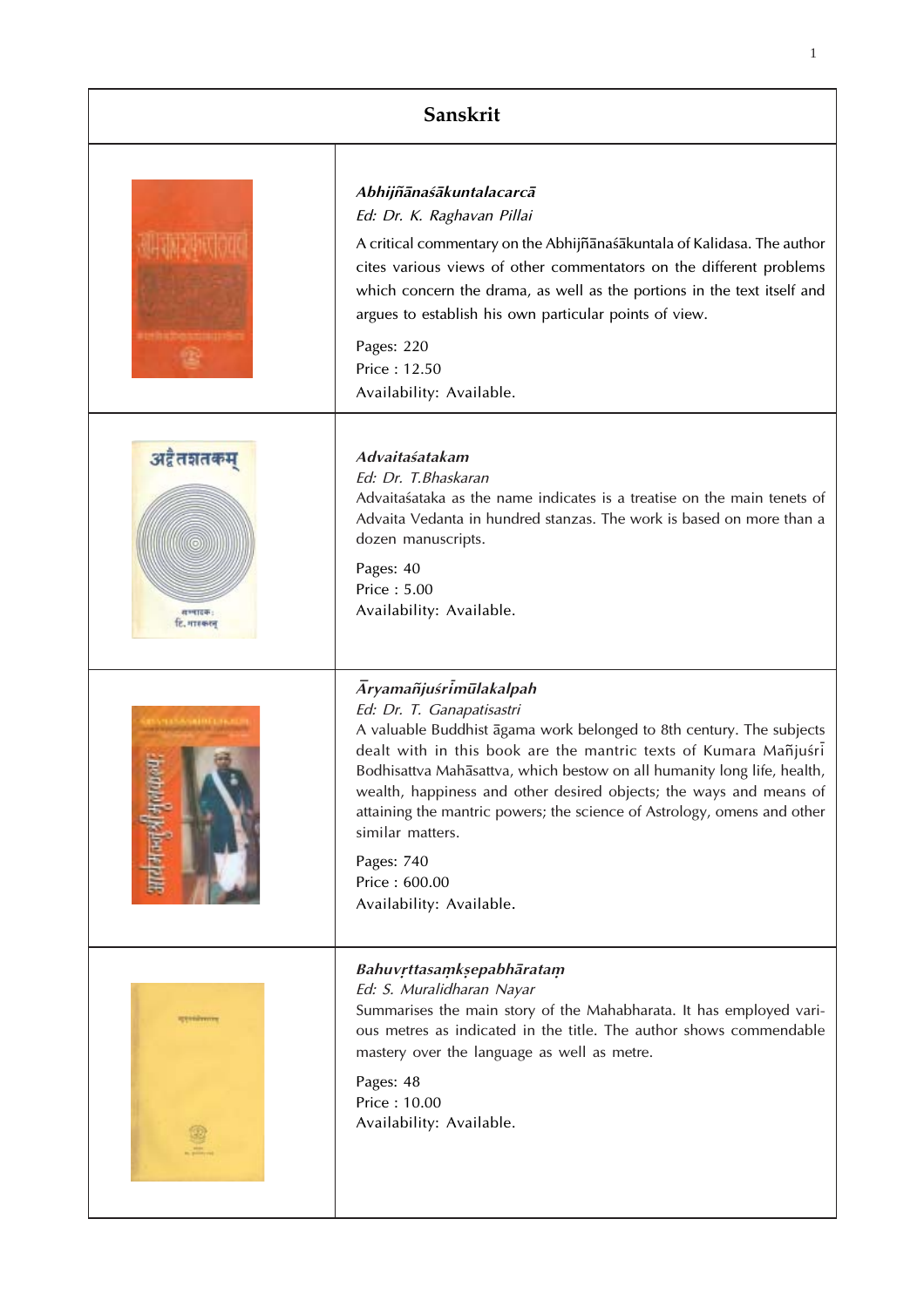# Sanskrit

### *Abhijñānaśākuntalacarcā*

*Ed: Dr. K. Raghavan Pillai*

A critical commentary on the Abhijñānaśākuntala of Kalidasa. The author cites various views of other commentators on the different problems which concern the drama, as well as the portions in the text itself and argues to establish his own particular points of view.

Pages: 220
Price : 12.50
Availability: Available.

### *Advaitaśatakam*

*Ed: Dr. T.Bhaskaran*

Advaitaśataka as the name indicates is a treatise on the main tenets of Advaita Vedanta in hundred stanzas. The work is based on more than a dozen manuscripts.

Pages: 40
Price : 5.00
Availability: Available.

### *Āryamañjuśrīmūlakalpah*

*Ed: Dr. T. Ganapatisastri*

A valuable Buddhist āgama work belonged to 8th century. The subjects dealt with in this book are the mantric texts of Kumara Mañjuśrī Bodhisattva Mahāsattva, which bestow on all humanity long life, health, wealth, happiness and other desired objects; the ways and means of attaining the mantric powers; the science of Astrology, omens and other similar matters.

Pages: 740
Price : 600.00
Availability: Available.

### *Bahuvṛttasaṃkṣepabhārataṃ*

*Ed: S. Muralidharan Nayar*

Summarises the main story of the Mahabharata. It has employed various metres as indicated in the title. The author shows commendable mastery over the language as well as metre.

Pages: 48
Price : 10.00
Availability: Available.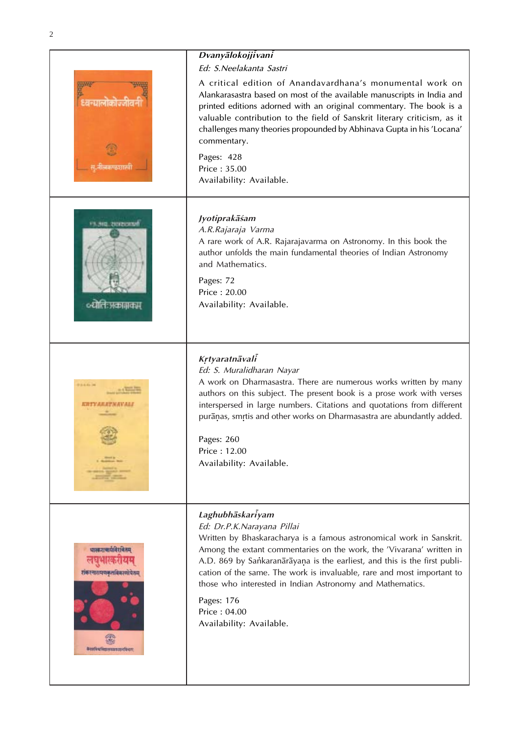### *Dvanyālokojjīvanī*

*Ed: S.Neelakanta Sastri*

A critical edition of Anandavardhana's monumental work on Alankarasastra based on most of the available manuscripts in India and printed editions adorned with an original commentary. The book is a valuable contribution to the field of Sanskrit literary criticism, as it challenges many theories propounded by Abhinava Gupta in his 'Locana' commentary.

Pages: 428
Price : 35.00
Availability: Available.

### *Jyotiprakāśam*

*A.R.Rajaraja Varma*

A rare work of A.R. Rajarajavarma on Astronomy. In this book the author unfolds the main fundamental theories of Indian Astronomy and Mathematics.

Pages: 72
Price : 20.00
Availability: Available.

### *Kṛtyaratnāvalī*

*Ed: S. Muralidharan Nayar*

A work on Dharmasastra. There are numerous works written by many authors on this subject. The present book is a prose work with verses interspersed in large numbers. Citations and quotations from different purāṇas, smṛtis and other works on Dharmasastra are abundantly added.

Pages: 260
Price : 12.00
Availability: Available.

### *Laghubhāskarīyam*

*Ed: Dr.P.K.Narayana Pillai*

Written by Bhaskaracharya is a famous astronomical work in Sanskrit. Among the extant commentaries on the work, the 'Vivarana' written in A.D. 869 by Saṅkaranārāyaṇa is the earliest, and this is the first publication of the same. The work is invaluable, rare and most important to those who interested in Indian Astronomy and Mathematics.

Pages: 176
Price : 04.00
Availability: Available.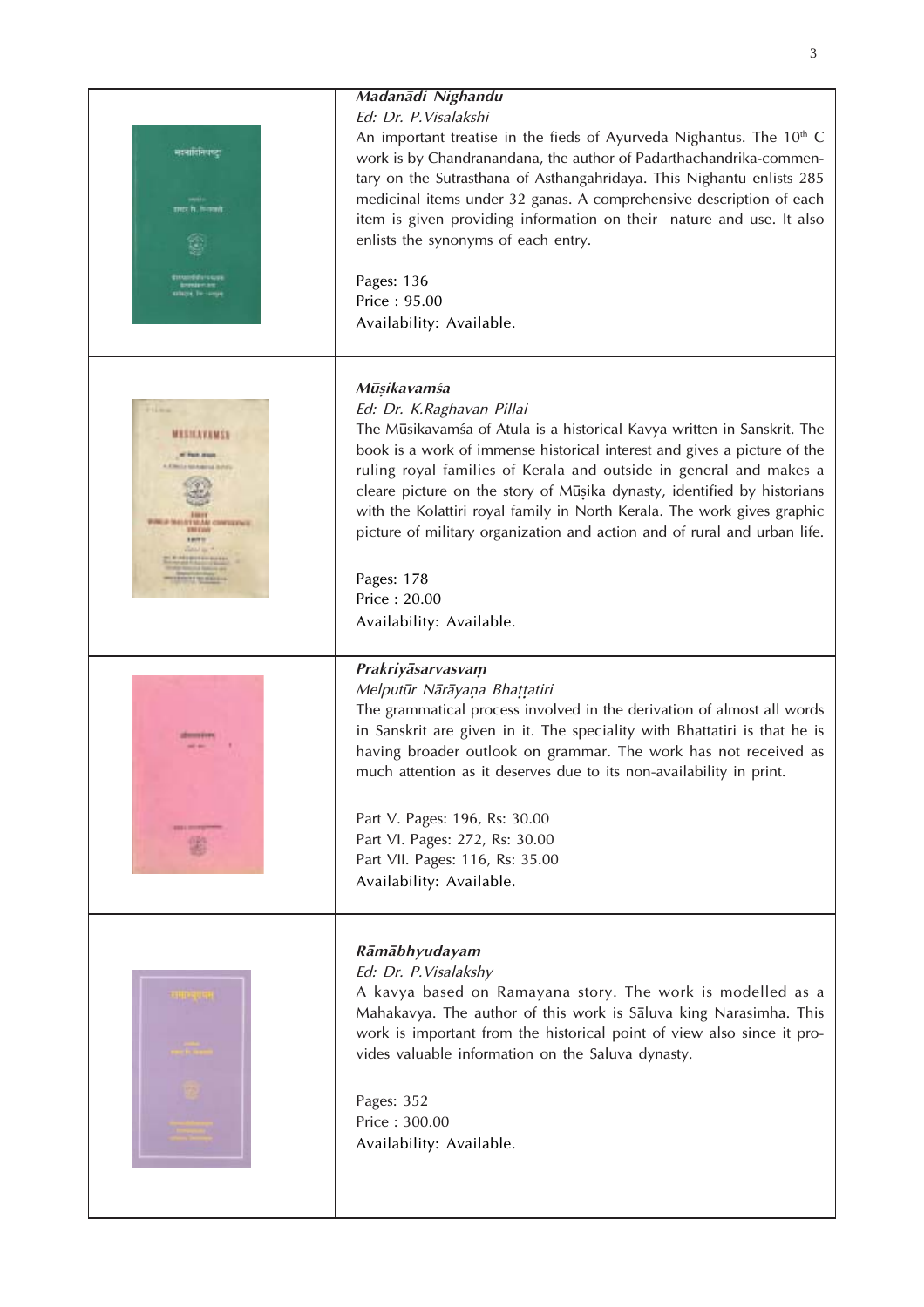***Madanādi Nighandu***
*Ed: Dr. P.Visalakshi*
An important treatise in the fieds of Ayurveda Nighantus. The 10th C work is by Chandranandana, the author of Padarthachandrika-commentary on the Sutrasthana of Asthangahridaya. This Nighantu enlists 285 medicinal items under 32 ganas. A comprehensive description of each item is given providing information on their nature and use. It also enlists the synonyms of each entry.

Pages: 136
Price : 95.00
Availability: Available.

---

***Mūṣikavamśa***
*Ed: Dr. K.Raghavan Pillai*
The Mūsikavamśa of Atula is a historical Kavya written in Sanskrit. The book is a work of immense historical interest and gives a picture of the ruling royal families of Kerala and outside in general and makes a cleare picture on the story of Mūṣika dynasty, identified by historians with the Kolattiri royal family in North Kerala. The work gives graphic picture of military organization and action and of rural and urban life.

Pages: 178
Price : 20.00
Availability: Available.

---

***Prakriyāsarvasvaṃ***
*Melputūr Nārāyaṇa Bhaṭṭatiri*
The grammatical process involved in the derivation of almost all words in Sanskrit are given in it. The speciality with Bhattatiri is that he is having broader outlook on grammar. The work has not received as much attention as it deserves due to its non-availability in print.

Part V. Pages: 196, Rs: 30.00
Part VI. Pages: 272, Rs: 30.00
Part VII. Pages: 116, Rs: 35.00
Availability: Available.

---

***Rāmābhyudayam***
*Ed: Dr. P.Visalakshy*
A kavya based on Ramayana story. The work is modelled as a Mahakavya. The author of this work is Sāluva king Narasimha. This work is important from the historical point of view also since it provides valuable information on the Saluva dynasty.

Pages: 352
Price : 300.00
Availability: Available.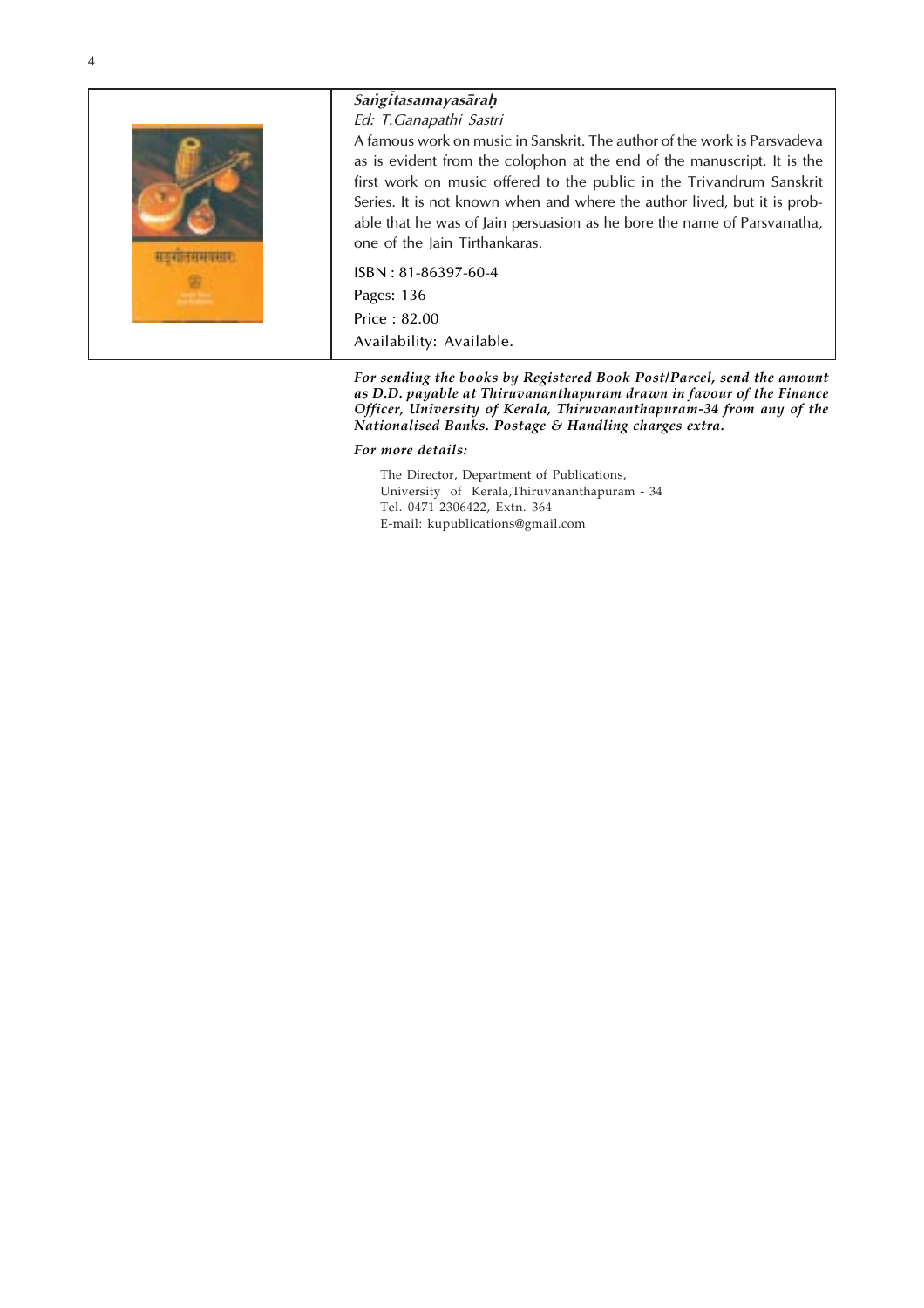***Saṅgītasamayasāraḥ***

*Ed: T.Ganapathi Sastri*

A famous work on music in Sanskrit. The author of the work is Parsvadeva as is evident from the colophon at the end of the manuscript. It is the first work on music offered to the public in the Trivandrum Sanskrit Series. It is not known when and where the author lived, but it is probable that he was of Jain persuasion as he bore the name of Parsvanatha, one of the Jain Tirthankaras.

ISBN : 81-86397-60-4

Pages: 136

Price : 82.00

Availability: Available.

***For sending the books by Registered Book Post/Parcel, send the amount as D.D. payable at Thiruvananthapuram drawn in favour of the Finance Officer, University of Kerala, Thiruvananthapuram-34 from any of the Nationalised Banks. Postage & Handling charges extra.***

***For more details:***

The Director, Department of Publications,
University of Kerala,Thiruvananthapuram - 34
Tel. 0471-2306422, Extn. 364
E-mail: kupublications@gmail.com